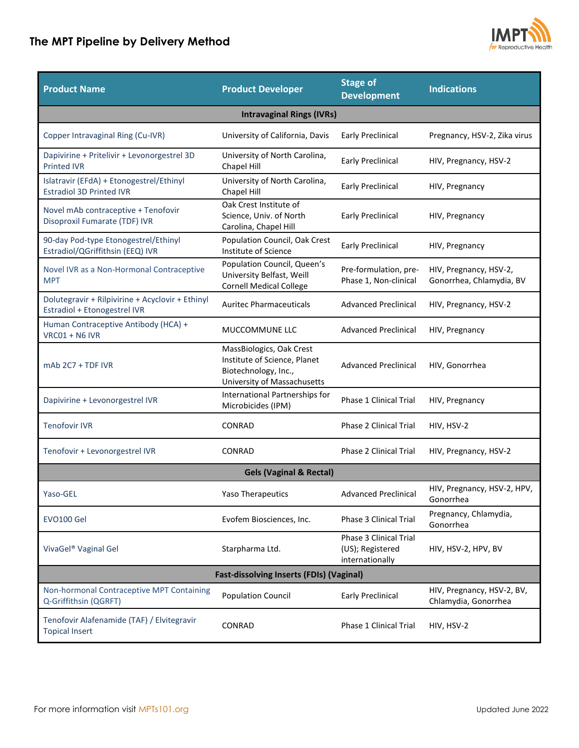# The MPT Pipeline by Delivery Method

| Product Name | Product Developer | Stage of Development | Indications |
|---|---|---|---|
| **Intravaginal Rings (IVRs)** | | | |
| Copper Intravaginal Ring (Cu-IVR) | University of California, Davis | Early Preclinical | Pregnancy, HSV-2, Zika virus |
| Dapivirine + Pritelivir + Levonorgestrel 3D Printed IVR | University of North Carolina, Chapel Hill | Early Preclinical | HIV, Pregnancy, HSV-2 |
| Islatravir (EFdA) + Etonogestrel/Ethinyl Estradiol 3D Printed IVR | University of North Carolina, Chapel Hill | Early Preclinical | HIV, Pregnancy |
| Novel mAb contraceptive + Tenofovir Disoproxil Fumarate (TDF) IVR | Oak Crest Institute of Science, Univ. of North Carolina, Chapel Hill | Early Preclinical | HIV, Pregnancy |
| 90-day Pod-type Etonogestrel/Ethinyl Estradiol/QGriffithsin (EEQ) IVR | Population Council, Oak Crest Institute of Science | Early Preclinical | HIV, Pregnancy |
| Novel IVR as a Non-Hormonal Contraceptive MPT | Population Council, Queen's University Belfast, Weill Cornell Medical College | Pre-formulation, pre-Phase 1, Non-clinical | HIV, Pregnancy, HSV-2, Gonorrhea, Chlamydia, BV |
| Dolutegravir + Rilpivirine + Acyclovir + Ethinyl Estradiol + Etonogestrel IVR | Auritec Pharmaceuticals | Advanced Preclinical | HIV, Pregnancy, HSV-2 |
| Human Contraceptive Antibody (HCA) + VRC01 + N6 IVR | MUCCOMMUNE LLC | Advanced Preclinical | HIV, Pregnancy |
| mAb 2C7 + TDF IVR | MassBiologics, Oak Crest Institute of Science, Planet Biotechnology, Inc., University of Massachusetts | Advanced Preclinical | HIV, Gonorrhea |
| Dapivirine + Levonorgestrel IVR | International Partnerships for Microbicides (IPM) | Phase 1 Clinical Trial | HIV, Pregnancy |
| Tenofovir IVR | CONRAD | Phase 2 Clinical Trial | HIV, HSV-2 |
| Tenofovir + Levonorgestrel IVR | CONRAD | Phase 2 Clinical Trial | HIV, Pregnancy, HSV-2 |
| **Gels (Vaginal & Rectal)** | | | |
| Yaso-GEL | Yaso Therapeutics | Advanced Preclinical | HIV, Pregnancy, HSV-2, HPV, Gonorrhea |
| EVO100 Gel | Evofem Biosciences, Inc. | Phase 3 Clinical Trial | Pregnancy, Chlamydia, Gonorrhea |
| VivaGel® Vaginal Gel | Starpharma Ltd. | Phase 3 Clinical Trial (US); Registered internationally | HIV, HSV-2, HPV, BV |
| **Fast-dissolving Inserts (FDIs) (Vaginal)** | | | |
| Non-hormonal Contraceptive MPT Containing Q-Griffithsin (QGRFT) | Population Council | Early Preclinical | HIV, Pregnancy, HSV-2, BV, Chlamydia, Gonorrhea |
| Tenofovir Alafenamide (TAF) / Elvitegravir Topical Insert | CONRAD | Phase 1 Clinical Trial | HIV, HSV-2 |

For more information visit MPTs101.org

Updated June 2022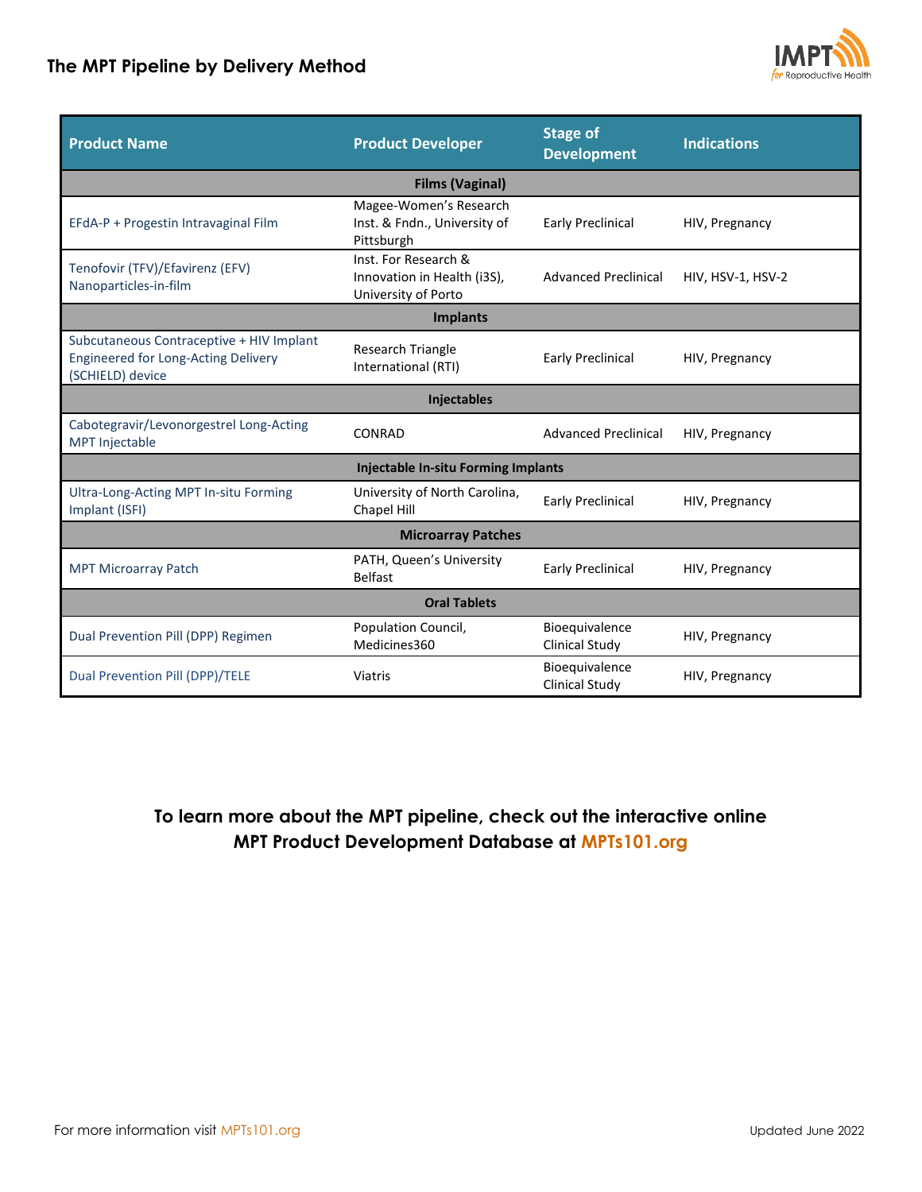## The MPT Pipeline by Delivery Method

| Product Name | Product Developer | Stage of Development | Indications |
|---|---|---|---|
| **Films (Vaginal)** | | | |
| EFdA-P + Progestin Intravaginal Film | Magee-Women's Research Inst. & Fndn., University of Pittsburgh | Early Preclinical | HIV, Pregnancy |
| Tenofovir (TFV)/Efavirenz (EFV) Nanoparticles-in-film | Inst. For Research & Innovation in Health (i3S), University of Porto | Advanced Preclinical | HIV, HSV-1, HSV-2 |
| **Implants** | | | |
| Subcutaneous Contraceptive + HIV Implant Engineered for Long-Acting Delivery (SCHIELD) device | Research Triangle International (RTI) | Early Preclinical | HIV, Pregnancy |
| **Injectables** | | | |
| Cabotegravir/Levonorgestrel Long-Acting MPT Injectable | CONRAD | Advanced Preclinical | HIV, Pregnancy |
| **Injectable In-situ Forming Implants** | | | |
| Ultra-Long-Acting MPT In-situ Forming Implant (ISFI) | University of North Carolina, Chapel Hill | Early Preclinical | HIV, Pregnancy |
| **Microarray Patches** | | | |
| MPT Microarray Patch | PATH, Queen's University Belfast | Early Preclinical | HIV, Pregnancy |
| **Oral Tablets** | | | |
| Dual Prevention Pill (DPP) Regimen | Population Council, Medicines360 | Bioequivalence Clinical Study | HIV, Pregnancy |
| Dual Prevention Pill (DPP)/TELE | Viatris | Bioequivalence Clinical Study | HIV, Pregnancy |

**To learn more about the MPT pipeline, check out the interactive online MPT Product Development Database at MPTs101.org**

For more information visit MPTs101.org

Updated June 2022